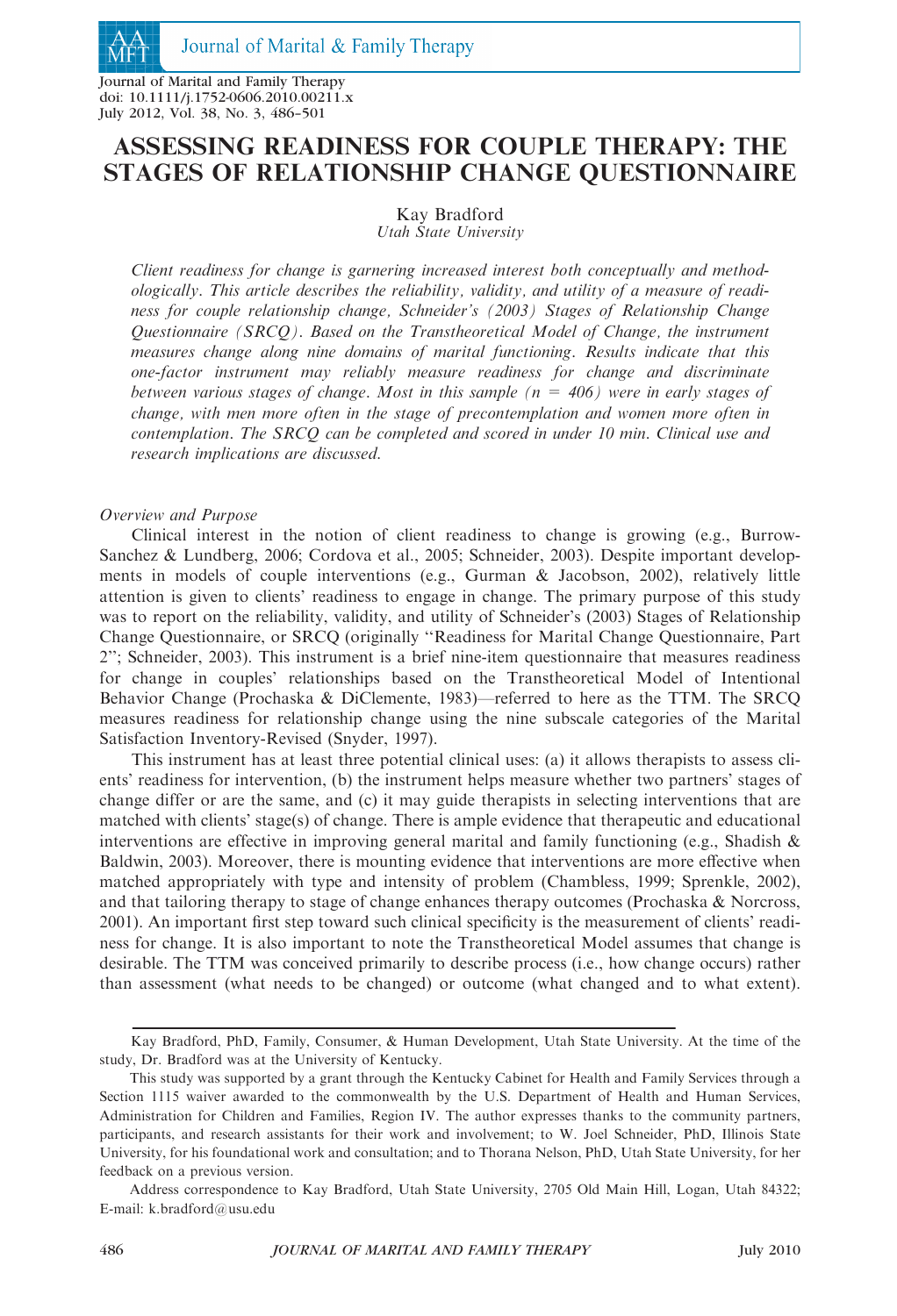Journal of Marital and Family Therapy
doi: 10.1111/j.1752-0606.2010.00211.x
July 2012, Vol. 38, No. 3, 486–501

# ASSESSING READINESS FOR COUPLE THERAPY: THE STAGES OF RELATIONSHIP CHANGE QUESTIONNAIRE

Kay Bradford
*Utah State University*

*Client readiness for change is garnering increased interest both conceptually and methodologically. This article describes the reliability, validity, and utility of a measure of readiness for couple relationship change, Schneider's (2003) Stages of Relationship Change Questionnaire (SRCQ). Based on the Transtheoretical Model of Change, the instrument measures change along nine domains of marital functioning. Results indicate that this one-factor instrument may reliably measure readiness for change and discriminate between various stages of change. Most in this sample (n = 406) were in early stages of change, with men more often in the stage of precontemplation and women more often in contemplation. The SRCQ can be completed and scored in under 10 min. Clinical use and research implications are discussed.*

### *Overview and Purpose*

Clinical interest in the notion of client readiness to change is growing (e.g., Burrow-Sanchez & Lundberg, 2006; Cordova et al., 2005; Schneider, 2003). Despite important developments in models of couple interventions (e.g., Gurman & Jacobson, 2002), relatively little attention is given to clients' readiness to engage in change. The primary purpose of this study was to report on the reliability, validity, and utility of Schneider's (2003) Stages of Relationship Change Questionnaire, or SRCQ (originally "Readiness for Marital Change Questionnaire, Part 2"; Schneider, 2003). This instrument is a brief nine-item questionnaire that measures readiness for change in couples' relationships based on the Transtheoretical Model of Intentional Behavior Change (Prochaska & DiClemente, 1983)—referred to here as the TTM. The SRCQ measures readiness for relationship change using the nine subscale categories of the Marital Satisfaction Inventory-Revised (Snyder, 1997).

This instrument has at least three potential clinical uses: (a) it allows therapists to assess clients' readiness for intervention, (b) the instrument helps measure whether two partners' stages of change differ or are the same, and (c) it may guide therapists in selecting interventions that are matched with clients' stage(s) of change. There is ample evidence that therapeutic and educational interventions are effective in improving general marital and family functioning (e.g., Shadish & Baldwin, 2003). Moreover, there is mounting evidence that interventions are more effective when matched appropriately with type and intensity of problem (Chambless, 1999; Sprenkle, 2002), and that tailoring therapy to stage of change enhances therapy outcomes (Prochaska & Norcross, 2001). An important first step toward such clinical specificity is the measurement of clients' readiness for change. It is also important to note the Transtheoretical Model assumes that change is desirable. The TTM was conceived primarily to describe process (i.e., how change occurs) rather than assessment (what needs to be changed) or outcome (what changed and to what extent).

---

Kay Bradford, PhD, Family, Consumer, & Human Development, Utah State University. At the time of the study, Dr. Bradford was at the University of Kentucky.

This study was supported by a grant through the Kentucky Cabinet for Health and Family Services through a Section 1115 waiver awarded to the commonwealth by the U.S. Department of Health and Human Services, Administration for Children and Families, Region IV. The author expresses thanks to the community partners, participants, and research assistants for their work and involvement; to W. Joel Schneider, PhD, Illinois State University, for his foundational work and consultation; and to Thorana Nelson, PhD, Utah State University, for her feedback on a previous version.

Address correspondence to Kay Bradford, Utah State University, 2705 Old Main Hill, Logan, Utah 84322; E-mail: k.bradford@usu.edu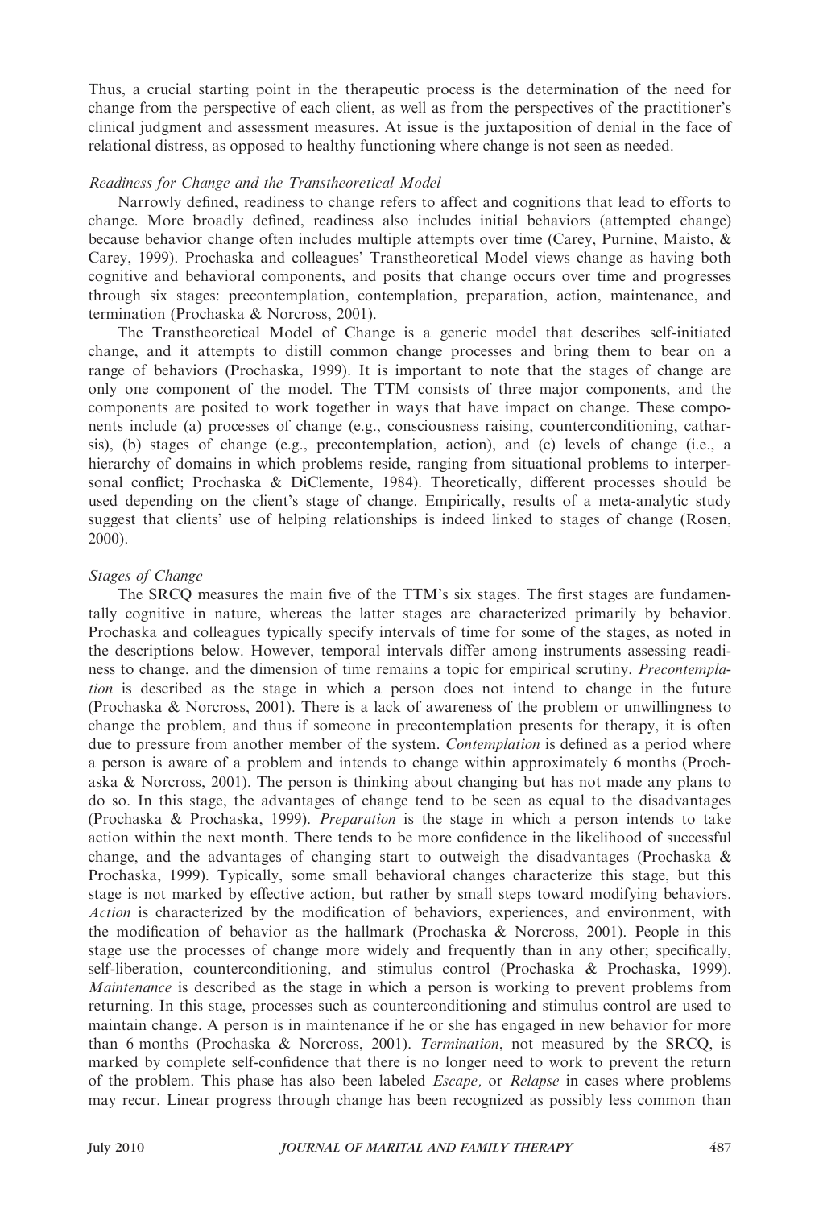Thus, a crucial starting point in the therapeutic process is the determination of the need for change from the perspective of each client, as well as from the perspectives of the practitioner's clinical judgment and assessment measures. At issue is the juxtaposition of denial in the face of relational distress, as opposed to healthy functioning where change is not seen as needed.

### *Readiness for Change and the Transtheoretical Model*

Narrowly defined, readiness to change refers to affect and cognitions that lead to efforts to change. More broadly defined, readiness also includes initial behaviors (attempted change) because behavior change often includes multiple attempts over time (Carey, Purnine, Maisto, & Carey, 1999). Prochaska and colleagues' Transtheoretical Model views change as having both cognitive and behavioral components, and posits that change occurs over time and progresses through six stages: precontemplation, contemplation, preparation, action, maintenance, and termination (Prochaska & Norcross, 2001).

The Transtheoretical Model of Change is a generic model that describes self-initiated change, and it attempts to distill common change processes and bring them to bear on a range of behaviors (Prochaska, 1999). It is important to note that the stages of change are only one component of the model. The TTM consists of three major components, and the components are posited to work together in ways that have impact on change. These components include (a) processes of change (e.g., consciousness raising, counterconditioning, catharsis), (b) stages of change (e.g., precontemplation, action), and (c) levels of change (i.e., a hierarchy of domains in which problems reside, ranging from situational problems to interpersonal conflict; Prochaska & DiClemente, 1984). Theoretically, different processes should be used depending on the client's stage of change. Empirically, results of a meta-analytic study suggest that clients' use of helping relationships is indeed linked to stages of change (Rosen, 2000).

### *Stages of Change*

The SRCQ measures the main five of the TTM's six stages. The first stages are fundamentally cognitive in nature, whereas the latter stages are characterized primarily by behavior. Prochaska and colleagues typically specify intervals of time for some of the stages, as noted in the descriptions below. However, temporal intervals differ among instruments assessing readiness to change, and the dimension of time remains a topic for empirical scrutiny. *Precontemplation* is described as the stage in which a person does not intend to change in the future (Prochaska & Norcross, 2001). There is a lack of awareness of the problem or unwillingness to change the problem, and thus if someone in precontemplation presents for therapy, it is often due to pressure from another member of the system. *Contemplation* is defined as a period where a person is aware of a problem and intends to change within approximately 6 months (Prochaska & Norcross, 2001). The person is thinking about changing but has not made any plans to do so. In this stage, the advantages of change tend to be seen as equal to the disadvantages (Prochaska & Prochaska, 1999). *Preparation* is the stage in which a person intends to take action within the next month. There tends to be more confidence in the likelihood of successful change, and the advantages of changing start to outweigh the disadvantages (Prochaska & Prochaska, 1999). Typically, some small behavioral changes characterize this stage, but this stage is not marked by effective action, but rather by small steps toward modifying behaviors. *Action* is characterized by the modification of behaviors, experiences, and environment, with the modification of behavior as the hallmark (Prochaska & Norcross, 2001). People in this stage use the processes of change more widely and frequently than in any other; specifically, self-liberation, counterconditioning, and stimulus control (Prochaska & Prochaska, 1999). *Maintenance* is described as the stage in which a person is working to prevent problems from returning. In this stage, processes such as counterconditioning and stimulus control are used to maintain change. A person is in maintenance if he or she has engaged in new behavior for more than 6 months (Prochaska & Norcross, 2001). *Termination*, not measured by the SRCQ, is marked by complete self-confidence that there is no longer need to work to prevent the return of the problem. This phase has also been labeled *Escape,* or *Relapse* in cases where problems may recur. Linear progress through change has been recognized as possibly less common than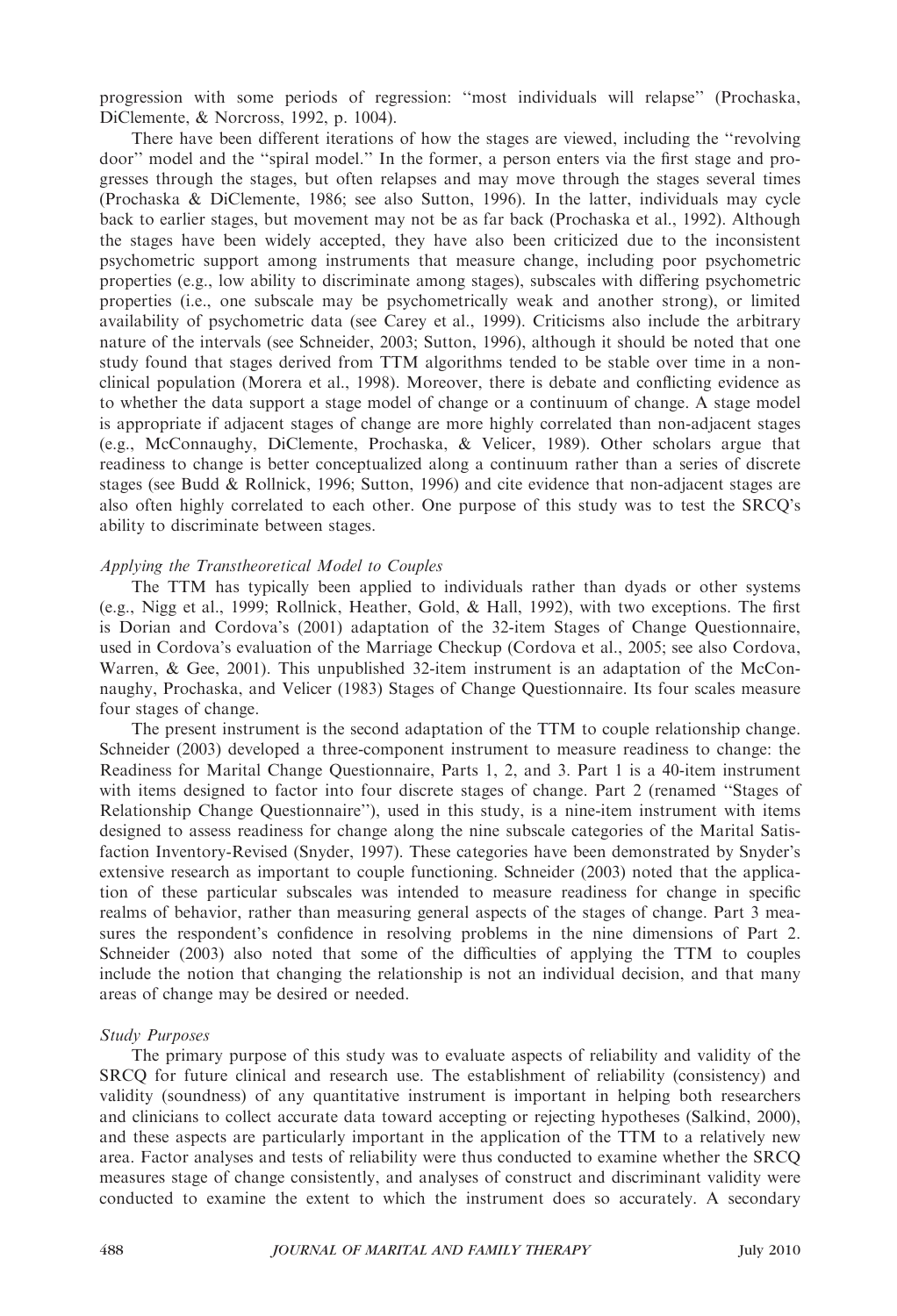progression with some periods of regression: ''most individuals will relapse'' (Prochaska, DiClemente, & Norcross, 1992, p. 1004).

There have been different iterations of how the stages are viewed, including the ''revolving door'' model and the ''spiral model.'' In the former, a person enters via the first stage and progresses through the stages, but often relapses and may move through the stages several times (Prochaska & DiClemente, 1986; see also Sutton, 1996). In the latter, individuals may cycle back to earlier stages, but movement may not be as far back (Prochaska et al., 1992). Although the stages have been widely accepted, they have also been criticized due to the inconsistent psychometric support among instruments that measure change, including poor psychometric properties (e.g., low ability to discriminate among stages), subscales with differing psychometric properties (i.e., one subscale may be psychometrically weak and another strong), or limited availability of psychometric data (see Carey et al., 1999). Criticisms also include the arbitrary nature of the intervals (see Schneider, 2003; Sutton, 1996), although it should be noted that one study found that stages derived from TTM algorithms tended to be stable over time in a nonclinical population (Morera et al., 1998). Moreover, there is debate and conflicting evidence as to whether the data support a stage model of change or a continuum of change. A stage model is appropriate if adjacent stages of change are more highly correlated than non-adjacent stages (e.g., McConnaughy, DiClemente, Prochaska, & Velicer, 1989). Other scholars argue that readiness to change is better conceptualized along a continuum rather than a series of discrete stages (see Budd & Rollnick, 1996; Sutton, 1996) and cite evidence that non-adjacent stages are also often highly correlated to each other. One purpose of this study was to test the SRCQ's ability to discriminate between stages.

### *Applying the Transtheoretical Model to Couples*

The TTM has typically been applied to individuals rather than dyads or other systems (e.g., Nigg et al., 1999; Rollnick, Heather, Gold, & Hall, 1992), with two exceptions. The first is Dorian and Cordova's (2001) adaptation of the 32-item Stages of Change Questionnaire, used in Cordova's evaluation of the Marriage Checkup (Cordova et al., 2005; see also Cordova, Warren, & Gee, 2001). This unpublished 32-item instrument is an adaptation of the McConnaughy, Prochaska, and Velicer (1983) Stages of Change Questionnaire. Its four scales measure four stages of change.

The present instrument is the second adaptation of the TTM to couple relationship change. Schneider (2003) developed a three-component instrument to measure readiness to change: the Readiness for Marital Change Questionnaire, Parts 1, 2, and 3. Part 1 is a 40-item instrument with items designed to factor into four discrete stages of change. Part 2 (renamed ''Stages of Relationship Change Questionnaire''), used in this study, is a nine-item instrument with items designed to assess readiness for change along the nine subscale categories of the Marital Satisfaction Inventory-Revised (Snyder, 1997). These categories have been demonstrated by Snyder's extensive research as important to couple functioning. Schneider (2003) noted that the application of these particular subscales was intended to measure readiness for change in specific realms of behavior, rather than measuring general aspects of the stages of change. Part 3 measures the respondent's confidence in resolving problems in the nine dimensions of Part 2. Schneider (2003) also noted that some of the difficulties of applying the TTM to couples include the notion that changing the relationship is not an individual decision, and that many areas of change may be desired or needed.

### *Study Purposes*

The primary purpose of this study was to evaluate aspects of reliability and validity of the SRCQ for future clinical and research use. The establishment of reliability (consistency) and validity (soundness) of any quantitative instrument is important in helping both researchers and clinicians to collect accurate data toward accepting or rejecting hypotheses (Salkind, 2000), and these aspects are particularly important in the application of the TTM to a relatively new area. Factor analyses and tests of reliability were thus conducted to examine whether the SRCQ measures stage of change consistently, and analyses of construct and discriminant validity were conducted to examine the extent to which the instrument does so accurately. A secondary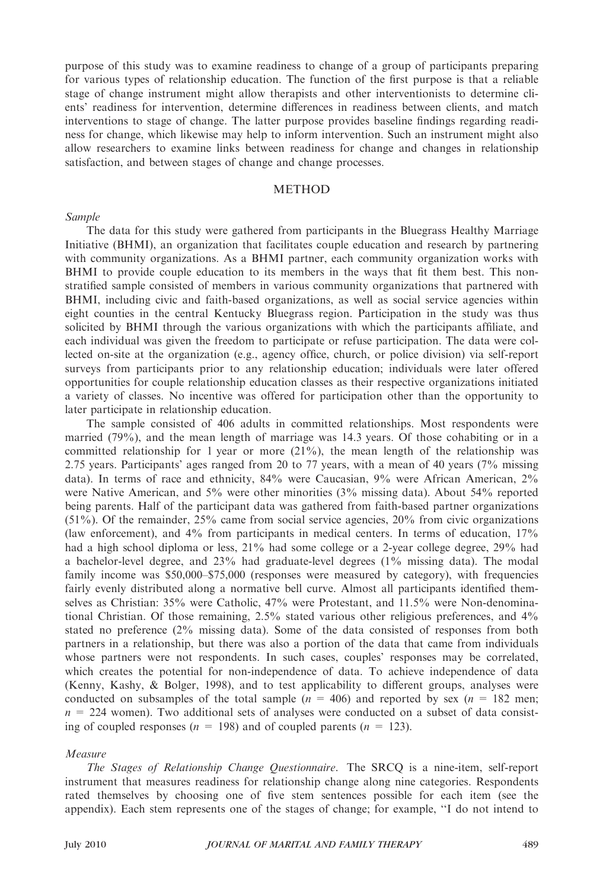purpose of this study was to examine readiness to change of a group of participants preparing for various types of relationship education. The function of the first purpose is that a reliable stage of change instrument might allow therapists and other interventionists to determine clients' readiness for intervention, determine differences in readiness between clients, and match interventions to stage of change. The latter purpose provides baseline findings regarding readiness for change, which likewise may help to inform intervention. Such an instrument might also allow researchers to examine links between readiness for change and changes in relationship satisfaction, and between stages of change and change processes.

## METHOD

### *Sample*

The data for this study were gathered from participants in the Bluegrass Healthy Marriage Initiative (BHMI), an organization that facilitates couple education and research by partnering with community organizations. As a BHMI partner, each community organization works with BHMI to provide couple education to its members in the ways that fit them best. This non-stratified sample consisted of members in various community organizations that partnered with BHMI, including civic and faith-based organizations, as well as social service agencies within eight counties in the central Kentucky Bluegrass region. Participation in the study was thus solicited by BHMI through the various organizations with which the participants affiliate, and each individual was given the freedom to participate or refuse participation. The data were collected on-site at the organization (e.g., agency office, church, or police division) via self-report surveys from participants prior to any relationship education; individuals were later offered opportunities for couple relationship education classes as their respective organizations initiated a variety of classes. No incentive was offered for participation other than the opportunity to later participate in relationship education.

The sample consisted of 406 adults in committed relationships. Most respondents were married (79%), and the mean length of marriage was 14.3 years. Of those cohabiting or in a committed relationship for 1 year or more (21%), the mean length of the relationship was 2.75 years. Participants' ages ranged from 20 to 77 years, with a mean of 40 years (7% missing data). In terms of race and ethnicity, 84% were Caucasian, 9% were African American, 2% were Native American, and 5% were other minorities (3% missing data). About 54% reported being parents. Half of the participant data was gathered from faith-based partner organizations (51%). Of the remainder, 25% came from social service agencies, 20% from civic organizations (law enforcement), and 4% from participants in medical centers. In terms of education, 17% had a high school diploma or less, 21% had some college or a 2-year college degree, 29% had a bachelor-level degree, and 23% had graduate-level degrees (1% missing data). The modal family income was \$50,000–\$75,000 (responses were measured by category), with frequencies fairly evenly distributed along a normative bell curve. Almost all participants identified themselves as Christian: 35% were Catholic, 47% were Protestant, and 11.5% were Non-denominational Christian. Of those remaining, 2.5% stated various other religious preferences, and 4% stated no preference (2% missing data). Some of the data consisted of responses from both partners in a relationship, but there was also a portion of the data that came from individuals whose partners were not respondents. In such cases, couples' responses may be correlated, which creates the potential for non-independence of data. To achieve independence of data (Kenny, Kashy, & Bolger, 1998), and to test applicability to different groups, analyses were conducted on subsamples of the total sample ($n$ = 406) and reported by sex ($n$ = 182 men; $n$ = 224 women). Two additional sets of analyses were conducted on a subset of data consisting of coupled responses ($n$ = 198) and of coupled parents ($n$ = 123).

### *Measure*

*The Stages of Relationship Change Questionnaire.* The SRCQ is a nine-item, self-report instrument that measures readiness for relationship change along nine categories. Respondents rated themselves by choosing one of five stem sentences possible for each item (see the appendix). Each stem represents one of the stages of change; for example, "I do not intend to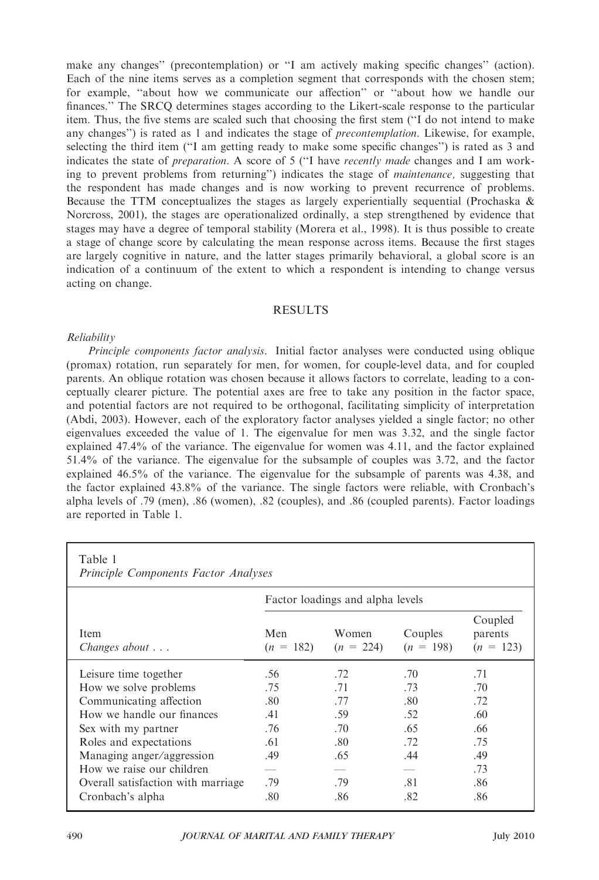make any changes'' (precontemplation) or ''I am actively making specific changes'' (action). Each of the nine items serves as a completion segment that corresponds with the chosen stem; for example, ''about how we communicate our affection'' or ''about how we handle our finances.'' The SRCQ determines stages according to the Likert-scale response to the particular item. Thus, the five stems are scaled such that choosing the first stem (''I do not intend to make any changes'') is rated as 1 and indicates the stage of *precontemplation*. Likewise, for example, selecting the third item (''I am getting ready to make some specific changes'') is rated as 3 and indicates the state of *preparation*. A score of 5 (''I have *recently made* changes and I am working to prevent problems from returning'') indicates the stage of *maintenance,* suggesting that the respondent has made changes and is now working to prevent recurrence of problems. Because the TTM conceptualizes the stages as largely experientially sequential (Prochaska & Norcross, 2001), the stages are operationalized ordinally, a step strengthened by evidence that stages may have a degree of temporal stability (Morera et al., 1998). It is thus possible to create a stage of change score by calculating the mean response across items. Because the first stages are largely cognitive in nature, and the latter stages primarily behavioral, a global score is an indication of a continuum of the extent to which a respondent is intending to change versus acting on change.

## RESULTS

### *Reliability*

*Principle components factor analysis*. Initial factor analyses were conducted using oblique (promax) rotation, run separately for men, for women, for couple-level data, and for coupled parents. An oblique rotation was chosen because it allows factors to correlate, leading to a conceptually clearer picture. The potential axes are free to take any position in the factor space, and potential factors are not required to be orthogonal, facilitating simplicity of interpretation (Abdi, 2003). However, each of the exploratory factor analyses yielded a single factor; no other eigenvalues exceeded the value of 1. The eigenvalue for men was 3.32, and the single factor explained 47.4% of the variance. The eigenvalue for women was 4.11, and the factor explained 51.4% of the variance. The eigenvalue for the subsample of couples was 3.72, and the factor explained 46.5% of the variance. The eigenvalue for the subsample of parents was 4.38, and the factor explained 43.8% of the variance. The single factors were reliable, with Cronbach's alpha levels of .79 (men), .86 (women), .82 (couples), and .86 (coupled parents). Factor loadings are reported in Table 1.

Table 1
*Principle Components Factor Analyses*

| Item *Changes about . . .* | Factor loadings and alpha levels | | | |
|---|---|---|---|---|
| | Men ($n$ = 182) | Women ($n$ = 224) | Couples ($n$ = 198) | Coupled parents ($n$ = 123) |
| Leisure time together | .56 | .72 | .70 | .71 |
| How we solve problems | .75 | .71 | .73 | .70 |
| Communicating affection | .80 | .77 | .80 | .72 |
| How we handle our finances | .41 | .59 | .52 | .60 |
| Sex with my partner | .76 | .70 | .65 | .66 |
| Roles and expectations | .61 | .80 | .72 | .75 |
| Managing anger/aggression | .49 | .65 | .44 | .49 |
| How we raise our children | — | — | — | .73 |
| Overall satisfaction with marriage | .79 | .79 | .81 | .86 |
| Cronbach's alpha | .80 | .86 | .82 | .86 |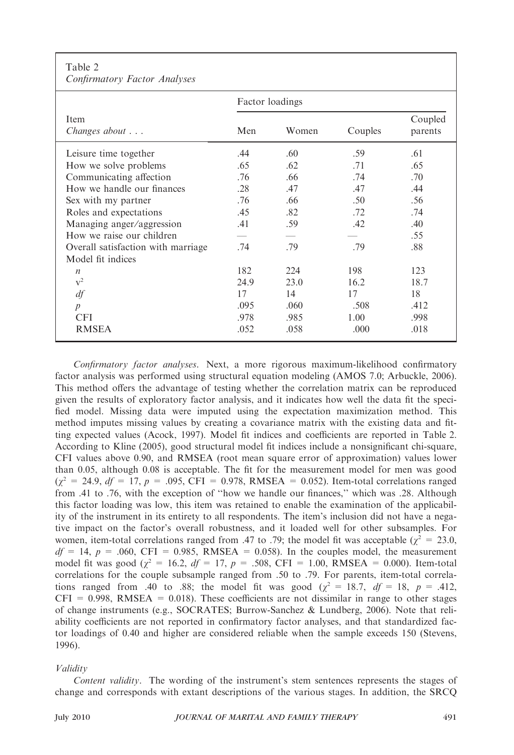Table 2
*Confirmatory Factor Analyses*

| Item<br>*Changes about . . .* | Factor loadings | | | |
|---|---|---|---|---|
| | Men | Women | Couples | Coupled parents |
| Leisure time together | .44 | .60 | .59 | .61 |
| How we solve problems | .65 | .62 | .71 | .65 |
| Communicating affection | .76 | .66 | .74 | .70 |
| How we handle our finances | .28 | .47 | .47 | .44 |
| Sex with my partner | .76 | .66 | .50 | .56 |
| Roles and expectations | .45 | .82 | .72 | .74 |
| Managing anger/aggression | .41 | .59 | .42 | .40 |
| How we raise our children | — | — | — | .55 |
| Overall satisfaction with marriage | .74 | .79 | .79 | .88 |
| Model fit indices | | | | |
| $n$ | 182 | 224 | 198 | 123 |
| $\chi^2$ | 24.9 | 23.0 | 16.2 | 18.7 |
| $df$ | 17 | 14 | 17 | 18 |
| $p$ | .095 | .060 | .508 | .412 |
| CFI | .978 | .985 | 1.00 | .998 |
| RMSEA | .052 | .058 | .000 | .018 |

*Confirmatory factor analyses*. Next, a more rigorous maximum-likelihood confirmatory factor analysis was performed using structural equation modeling (AMOS 7.0; Arbuckle, 2006). This method offers the advantage of testing whether the correlation matrix can be reproduced given the results of exploratory factor analysis, and it indicates how well the data fit the specified model. Missing data were imputed using the expectation maximization method. This method imputes missing values by creating a covariance matrix with the existing data and fitting expected values (Acock, 1997). Model fit indices and coefficients are reported in Table 2. According to Kline (2005), good structural model fit indices include a nonsignificant chi-square, CFI values above 0.90, and RMSEA (root mean square error of approximation) values lower than 0.05, although 0.08 is acceptable. The fit for the measurement model for men was good ($\chi^2$ = 24.9, $df$ = 17, $p$ = .095, CFI = 0.978, RMSEA = 0.052). Item-total correlations ranged from .41 to .76, with the exception of "how we handle our finances," which was .28. Although this factor loading was low, this item was retained to enable the examination of the applicability of the instrument in its entirety to all respondents. The item's inclusion did not have a negative impact on the factor's overall robustness, and it loaded well for other subsamples. For women, item-total correlations ranged from .47 to .79; the model fit was acceptable ($\chi^2$ = 23.0, $df$ = 14, $p$ = .060, CFI = 0.985, RMSEA = 0.058). In the couples model, the measurement model fit was good ($\chi^2$ = 16.2, $df$ = 17, $p$ = .508, CFI = 1.00, RMSEA = 0.000). Item-total correlations for the couple subsample ranged from .50 to .79. For parents, item-total correlations ranged from .40 to .88; the model fit was good ($\chi^2$ = 18.7, $df$ = 18, $p$ = .412, CFI = 0.998, RMSEA = 0.018). These coefficients are not dissimilar in range to other stages of change instruments (e.g., SOCRATES; Burrow-Sanchez & Lundberg, 2006). Note that reliability coefficients are not reported in confirmatory factor analyses, and that standardized factor loadings of 0.40 and higher are considered reliable when the sample exceeds 150 (Stevens, 1996).

### *Validity*

*Content validity*. The wording of the instrument's stem sentences represents the stages of change and corresponds with extant descriptions of the various stages. In addition, the SRCQ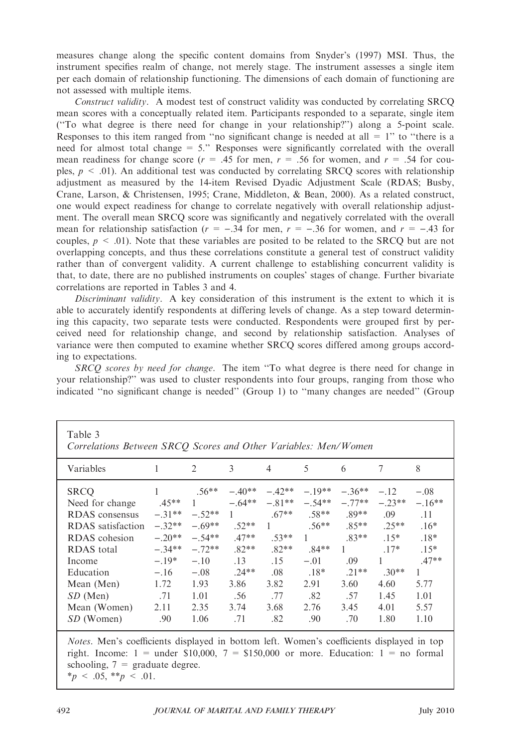measures change along the specific content domains from Snyder's (1997) MSI. Thus, the instrument specifies realm of change, not merely stage. The instrument assesses a single item per each domain of relationship functioning. The dimensions of each domain of functioning are not assessed with multiple items.

*Construct validity*. A modest test of construct validity was conducted by correlating SRCQ mean scores with a conceptually related item. Participants responded to a separate, single item ("To what degree is there need for change in your relationship?") along a 5-point scale. Responses to this item ranged from "no significant change is needed at all = 1" to "there is a need for almost total change = 5." Responses were significantly correlated with the overall mean readiness for change score ($r$ = .45 for men, $r$ = .56 for women, and $r$ = .54 for couples, $p < .01$). An additional test was conducted by correlating SRCQ scores with relationship adjustment as measured by the 14-item Revised Dyadic Adjustment Scale (RDAS; Busby, Crane, Larson, & Christensen, 1995; Crane, Middleton, & Bean, 2000). As a related construct, one would expect readiness for change to correlate negatively with overall relationship adjustment. The overall mean SRCQ score was significantly and negatively correlated with the overall mean for relationship satisfaction ($r = -.34$ for men, $r = -.36$ for women, and $r = -.43$ for couples, $p < .01$). Note that these variables are posited to be related to the SRCQ but are not overlapping concepts, and thus these correlations constitute a general test of construct validity rather than of convergent validity. A current challenge to establishing concurrent validity is that, to date, there are no published instruments on couples' stages of change. Further bivariate correlations are reported in Tables 3 and 4.

*Discriminant validity*. A key consideration of this instrument is the extent to which it is able to accurately identify respondents at differing levels of change. As a step toward determining this capacity, two separate tests were conducted. Respondents were grouped first by perceived need for relationship change, and second by relationship satisfaction. Analyses of variance were then computed to examine whether SRCQ scores differed among groups according to expectations.

*SRCQ scores by need for change*. The item "To what degree is there need for change in your relationship?" was used to cluster respondents into four groups, ranging from those who indicated "no significant change is needed" (Group 1) to "many changes are needed" (Group

Table 3
*Correlations Between SRCQ Scores and Other Variables: Men/Women*

| Variables | 1 | 2 | 3 | 4 | 5 | 6 | 7 | 8 |
|---|---|---|---|---|---|---|---|---|
| SRCQ | 1 | .56** | −.40** | −.42** | −.19** | −.36** | −.12 | −.08 |
| Need for change | .45** | 1 | −.64** | −.81** | −.54** | −.77** | −.23** | −.16** |
| RDAS consensus | −.31** | −.52** | 1 | .67** | .58** | .89** | .09 | .11 |
| RDAS satisfaction | −.32** | −.69** | .52** | 1 | .56** | .85** | .25** | .16* |
| RDAS cohesion | −.20** | −.54** | .47** | .53** | 1 | .83** | .15* | .18* |
| RDAS total | −.34** | −.72** | .82** | .82** | .84** | 1 | .17* | .15* |
| Income | −.19* | −.10 | .13 | .15 | −.01 | .09 | 1 | .47** |
| Education | −.16 | −.08 | .24** | .08 | .18* | .21** | .30** | 1 |
| Mean (Men) | 1.72 | 1.93 | 3.86 | 3.82 | 2.91 | 3.60 | 4.60 | 5.77 |
| *SD* (Men) | .71 | 1.01 | .56 | .77 | .82 | .57 | 1.45 | 1.01 |
| Mean (Women) | 2.11 | 2.35 | 3.74 | 3.68 | 2.76 | 3.45 | 4.01 | 5.57 |
| *SD* (Women) | .90 | 1.06 | .71 | .82 | .90 | .70 | 1.80 | 1.10 |

*Notes*. Men's coefficients displayed in bottom left. Women's coefficients displayed in top right. Income: 1 = under \$10,000, 7 = \$150,000 or more. Education: 1 = no formal schooling, 7 = graduate degree.
$^{*}p < .05$, $^{**}p < .01$.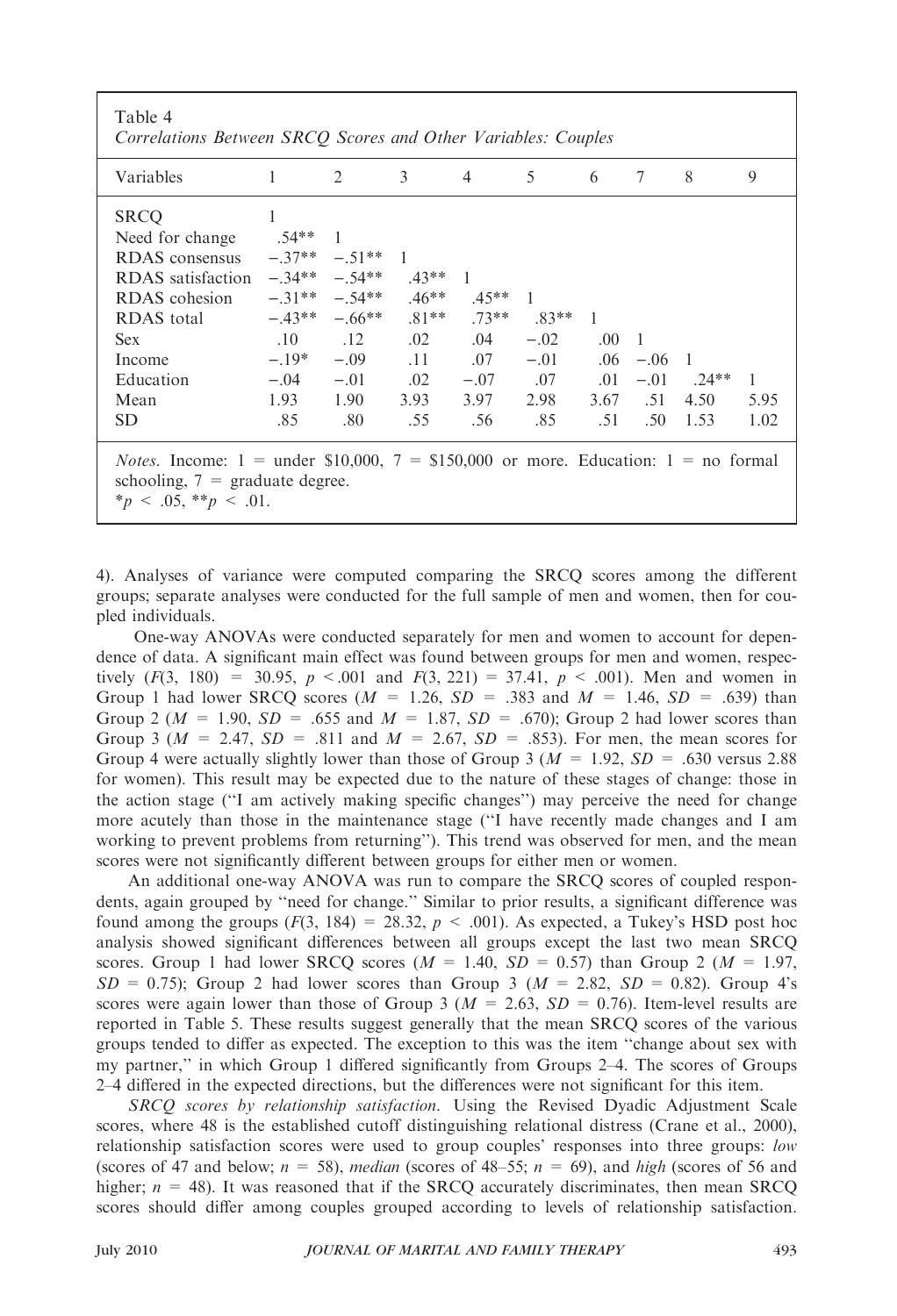Table 4
*Correlations Between SRCQ Scores and Other Variables: Couples*

| Variables | 1 | 2 | 3 | 4 | 5 | 6 | 7 | 8 | 9 |
|---|---|---|---|---|---|---|---|---|---|
| SRCQ | 1 | | | | | | | | |
| Need for change | .54** | 1 | | | | | | | |
| RDAS consensus | −.37** | −.51** | 1 | | | | | | |
| RDAS satisfaction | −.34** | −.54** | .43** | 1 | | | | | |
| RDAS cohesion | −.31** | −.54** | .46** | .45** | 1 | | | | |
| RDAS total | −.43** | −.66** | .81** | .73** | .83** | 1 | | | |
| Sex | .10 | .12 | .02 | .04 | −.02 | .00 | 1 | | |
| Income | −.19* | −.09 | .11 | .07 | −.01 | .06 | −.06 | 1 | |
| Education | −.04 | −.01 | .02 | −.07 | .07 | .01 | −.01 | .24** | 1 |
| Mean | 1.93 | 1.90 | 3.93 | 3.97 | 2.98 | 3.67 | .51 | 4.50 | 5.95 |
| SD | .85 | .80 | .55 | .56 | .85 | .51 | .50 | 1.53 | 1.02 |

*Notes*. Income: 1 = under \$10,000, 7 = \$150,000 or more. Education: 1 = no formal schooling, 7 = graduate degree.
$^*p < .05$, $^{**}p < .01$.

4). Analyses of variance were computed comparing the SRCQ scores among the different groups; separate analyses were conducted for the full sample of men and women, then for coupled individuals.

One-way ANOVAs were conducted separately for men and women to account for dependence of data. A significant main effect was found between groups for men and women, respectively ($F(3, 180) = 30.95$, $p < .001$ and $F(3, 221) = 37.41$, $p < .001$). Men and women in Group 1 had lower SRCQ scores ($M = 1.26$, $SD = .383$ and $M = 1.46$, $SD = .639$) than Group 2 ($M = 1.90$, $SD = .655$ and $M = 1.87$, $SD = .670$); Group 2 had lower scores than Group 3 ($M = 2.47$, $SD = .811$ and $M = 2.67$, $SD = .853$). For men, the mean scores for Group 4 were actually slightly lower than those of Group 3 ($M = 1.92$, $SD = .630$ versus 2.88 for women). This result may be expected due to the nature of these stages of change: those in the action stage ("I am actively making specific changes") may perceive the need for change more acutely than those in the maintenance stage ("I have recently made changes and I am working to prevent problems from returning"). This trend was observed for men, and the mean scores were not significantly different between groups for either men or women.

An additional one-way ANOVA was run to compare the SRCQ scores of coupled respondents, again grouped by "need for change." Similar to prior results, a significant difference was found among the groups ($F(3, 184) = 28.32$, $p < .001$). As expected, a Tukey's HSD post hoc analysis showed significant differences between all groups except the last two mean SRCQ scores. Group 1 had lower SRCQ scores ($M = 1.40$, $SD = 0.57$) than Group 2 ($M = 1.97$, $SD = 0.75$); Group 2 had lower scores than Group 3 ($M = 2.82$, $SD = 0.82$). Group 4's scores were again lower than those of Group 3 ($M = 2.63$, $SD = 0.76$). Item-level results are reported in Table 5. These results suggest generally that the mean SRCQ scores of the various groups tended to differ as expected. The exception to this was the item "change about sex with my partner," in which Group 1 differed significantly from Groups 2–4. The scores of Groups 2–4 differed in the expected directions, but the differences were not significant for this item.

*SRCQ scores by relationship satisfaction*. Using the Revised Dyadic Adjustment Scale scores, where 48 is the established cutoff distinguishing relational distress (Crane et al., 2000), relationship satisfaction scores were used to group couples' responses into three groups: *low* (scores of 47 and below; $n = 58$), *median* (scores of 48–55; $n = 69$), and *high* (scores of 56 and higher; $n = 48$). It was reasoned that if the SRCQ accurately discriminates, then mean SRCQ scores should differ among couples grouped according to levels of relationship satisfaction.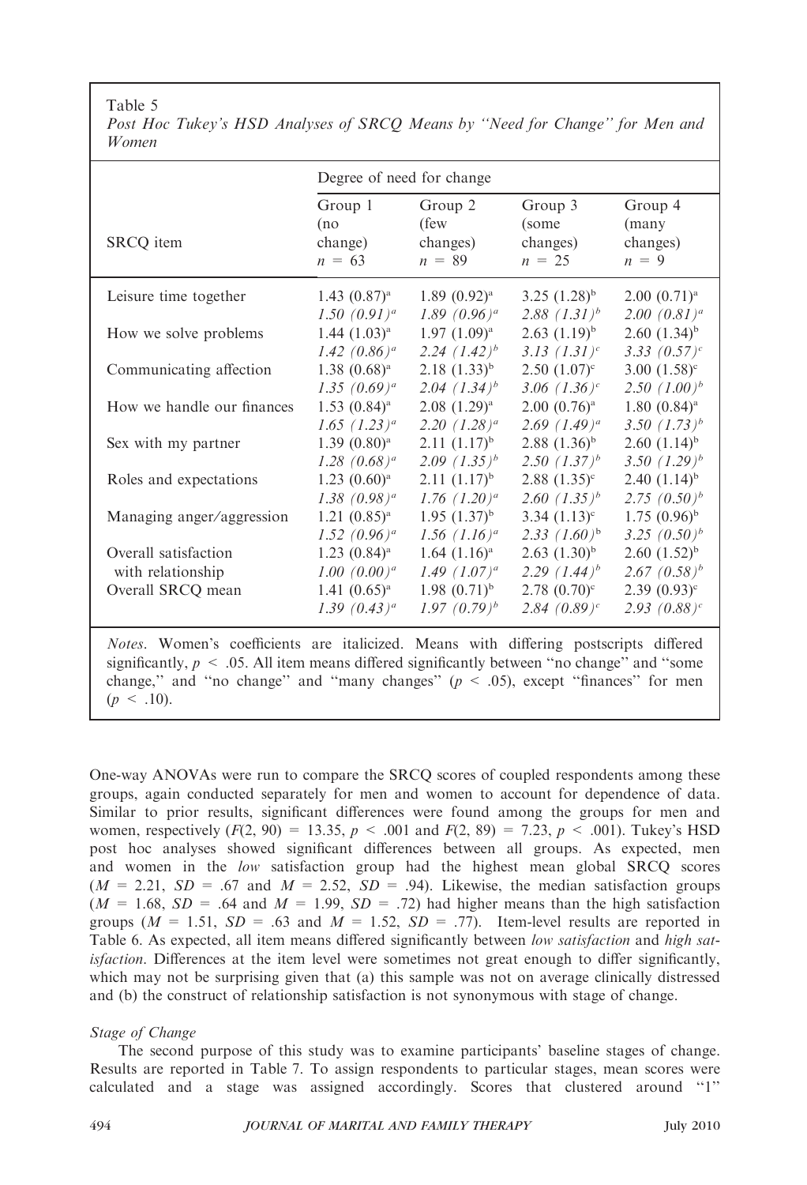Table 5

*Post Hoc Tukey's HSD Analyses of SRCQ Means by "Need for Change" for Men and Women*

| SRCQ item | Degree of need for change | | | |
|---|---|---|---|---|
| | Group 1 (no change) $n = 63$ | Group 2 (few changes) $n = 89$ | Group 3 (some changes) $n = 25$ | Group 4 (many changes) $n = 9$ |
| Leisure time together | 1.43 (0.87)[a] | 1.89 (0.92)[a] | 3.25 (1.28)[b] | 2.00 (0.71)[a] |
| | *1.50 (0.91)[a]* | *1.89 (0.96)[a]* | *2.88 (1.31)[b]* | *2.00 (0.81)[a]* |
| How we solve problems | 1.44 (1.03)[a] | 1.97 (1.09)[a] | 2.63 (1.19)[b] | 2.60 (1.34)[b] |
| | *1.42 (0.86)[a]* | *2.24 (1.42)[b]* | *3.13 (1.31)[c]* | *3.33 (0.57)[c]* |
| Communicating affection | 1.38 (0.68)[a] | 2.18 (1.33)[b] | 2.50 (1.07)[c] | 3.00 (1.58)[c] |
| | *1.35 (0.69)[a]* | *2.04 (1.34)[b]* | *3.06 (1.36)[c]* | *2.50 (1.00)[b]* |
| How we handle our finances | 1.53 (0.84)[a] | 2.08 (1.29)[a] | 2.00 (0.76)[a] | 1.80 (0.84)[a] |
| | *1.65 (1.23)[a]* | *2.20 (1.28)[a]* | *2.69 (1.49)[a]* | *3.50 (1.73)[b]* |
| Sex with my partner | 1.39 (0.80)[a] | 2.11 (1.17)[b] | 2.88 (1.36)[b] | 2.60 (1.14)[b] |
| | *1.28 (0.68)[a]* | *2.09 (1.35)[b]* | *2.50 (1.37)[b]* | *3.50 (1.29)[b]* |
| Roles and expectations | 1.23 (0.60)[a] | 2.11 (1.17)[b] | 2.88 (1.35)[c] | 2.40 (1.14)[b] |
| | *1.38 (0.98)[a]* | *1.76 (1.20)[a]* | *2.60 (1.35)[b]* | *2.75 (0.50)[b]* |
| Managing anger/aggression | 1.21 (0.85)[a] | 1.95 (1.37)[b] | 3.34 (1.13)[c] | 1.75 (0.96)[b] |
| | *1.52 (0.96)[a]* | *1.56 (1.16)[a]* | *2.33 (1.60)[b]* | *3.25 (0.50)[b]* |
| Overall satisfaction with relationship | 1.23 (0.84)[a] | 1.64 (1.16)[a] | 2.63 (1.30)[b] | 2.60 (1.52)[b] |
| | *1.00 (0.00)[a]* | *1.49 (1.07)[a]* | *2.29 (1.44)[b]* | *2.67 (0.58)[b]* |
| Overall SRCQ mean | 1.41 (0.65)[a] | 1.98 (0.71)[b] | 2.78 (0.70)[c] | 2.39 (0.93)[c] |
| | *1.39 (0.43)[a]* | *1.97 (0.79)[b]* | *2.84 (0.89)[c]* | *2.93 (0.88)[c]* |

*Notes*. Women's coefficients are italicized. Means with differing postscripts differed significantly, $p < .05$. All item means differed significantly between "no change" and "some change," and "no change" and "many changes" ($p < .05$), except "finances" for men ($p < .10$).

One-way ANOVAs were run to compare the SRCQ scores of coupled respondents among these groups, again conducted separately for men and women to account for dependence of data. Similar to prior results, significant differences were found among the groups for men and women, respectively ($F(2, 90) = 13.35$, $p < .001$ and $F(2, 89) = 7.23$, $p < .001$). Tukey's HSD post hoc analyses showed significant differences between all groups. As expected, men and women in the *low* satisfaction group had the highest mean global SRCQ scores ($M = 2.21$, $SD = .67$ and $M = 2.52$, $SD = .94$). Likewise, the median satisfaction groups ($M = 1.68$, $SD = .64$ and $M = 1.99$, $SD = .72$) had higher means than the high satisfaction groups ($M = 1.51$, $SD = .63$ and $M = 1.52$, $SD = .77$). Item-level results are reported in Table 6. As expected, all item means differed significantly between *low satisfaction* and *high satisfaction*. Differences at the item level were sometimes not great enough to differ significantly, which may not be surprising given that (a) this sample was not on average clinically distressed and (b) the construct of relationship satisfaction is not synonymous with stage of change.

*Stage of Change*

The second purpose of this study was to examine participants' baseline stages of change. Results are reported in Table 7. To assign respondents to particular stages, mean scores were calculated and a stage was assigned accordingly. Scores that clustered around "1"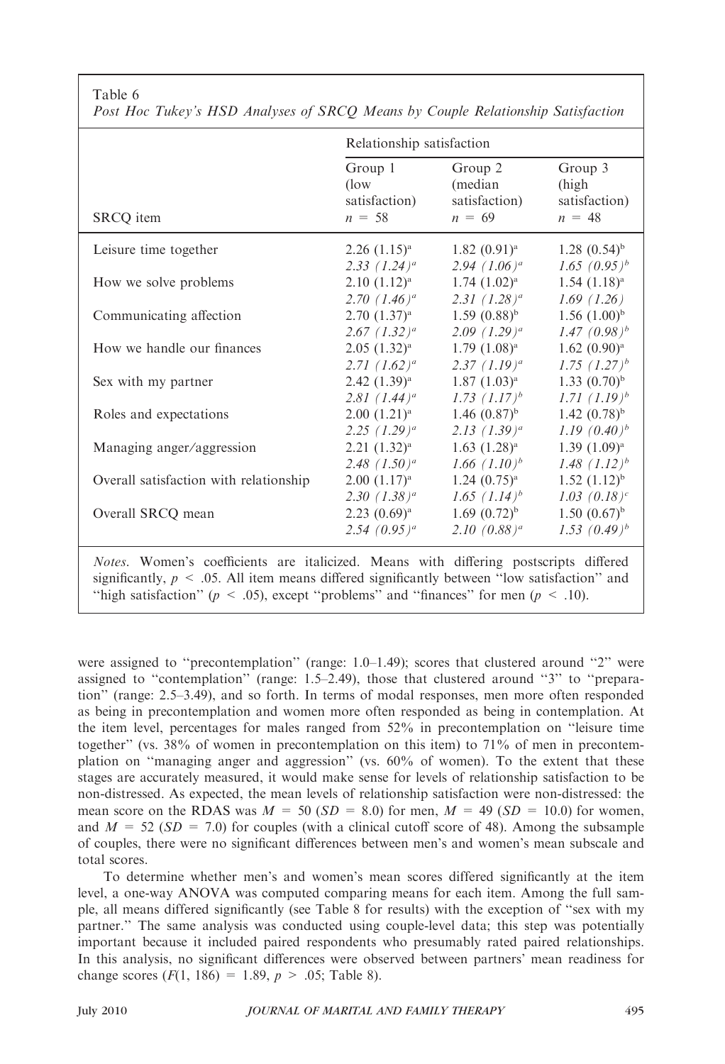Table 6
*Post Hoc Tukey's HSD Analyses of SRCQ Means by Couple Relationship Satisfaction*

| SRCQ item | Relationship satisfaction | | |
|---|---|---|---|
| | Group 1 (low satisfaction) $n = 58$ | Group 2 (median satisfaction) $n = 69$ | Group 3 (high satisfaction) $n = 48$ |
| Leisure time together | 2.26 (1.15)[a] | 1.82 (0.91)[a] | 1.28 (0.54)[b] |
| | *2.33 (1.24)[a]* | *2.94 (1.06)[a]* | *1.65 (0.95)[b]* |
| How we solve problems | 2.10 (1.12)[a] | 1.74 (1.02)[a] | 1.54 (1.18)[a] |
| | *2.70 (1.46)[a]* | *2.31 (1.28)[a]* | *1.69 (1.26)* |
| Communicating affection | 2.70 (1.37)[a] | 1.59 (0.88)[b] | 1.56 (1.00)[b] |
| | *2.67 (1.32)[a]* | *2.09 (1.29)[a]* | *1.47 (0.98)[b]* |
| How we handle our finances | 2.05 (1.32)[a] | 1.79 (1.08)[a] | 1.62 (0.90)[a] |
| | *2.71 (1.62)[a]* | *2.37 (1.19)[a]* | *1.75 (1.27)[b]* |
| Sex with my partner | 2.42 (1.39)[a] | 1.87 (1.03)[a] | 1.33 (0.70)[b] |
| | *2.81 (1.44)[a]* | *1.73 (1.17)[b]* | *1.71 (1.19)[b]* |
| Roles and expectations | 2.00 (1.21)[a] | 1.46 (0.87)[b] | 1.42 (0.78)[b] |
| | *2.25 (1.29)[a]* | *2.13 (1.39)[a]* | *1.19 (0.40)[b]* |
| Managing anger/aggression | 2.21 (1.32)[a] | 1.63 (1.28)[a] | 1.39 (1.09)[a] |
| | *2.48 (1.50)[a]* | *1.66 (1.10)[b]* | *1.48 (1.12)[b]* |
| Overall satisfaction with relationship | 2.00 (1.17)[a] | 1.24 (0.75)[a] | 1.52 (1.12)[b] |
| | *2.30 (1.38)[a]* | *1.65 (1.14)[b]* | *1.03 (0.18)[c]* |
| Overall SRCQ mean | 2.23 (0.69)[a] | 1.69 (0.72)[b] | 1.50 (0.67)[b] |
| | *2.54 (0.95)[a]* | *2.10 (0.88)[a]* | *1.53 (0.49)[b]* |

*Notes.* Women's coefficients are italicized. Means with differing postscripts differed significantly, $p < .05$. All item means differed significantly between "low satisfaction" and "high satisfaction" ($p < .05$), except "problems" and "finances" for men ($p < .10$).

were assigned to "precontemplation" (range: 1.0–1.49); scores that clustered around "2" were assigned to "contemplation" (range: 1.5–2.49), those that clustered around "3" to "preparation" (range: 2.5–3.49), and so forth. In terms of modal responses, men more often responded as being in precontemplation and women more often responded as being in contemplation. At the item level, percentages for males ranged from 52% in precontemplation on "leisure time together" (vs. 38% of women in precontemplation on this item) to 71% of men in precontemplation on "managing anger and aggression" (vs. 60% of women). To the extent that these stages are accurately measured, it would make sense for levels of relationship satisfaction to be non-distressed. As expected, the mean levels of relationship satisfaction were non-distressed: the mean score on the RDAS was $M = 50$ ($SD = 8.0$) for men, $M = 49$ ($SD = 10.0$) for women, and $M = 52$ ($SD = 7.0$) for couples (with a clinical cutoff score of 48). Among the subsample of couples, there were no significant differences between men's and women's mean subscale and total scores.

To determine whether men's and women's mean scores differed significantly at the item level, a one-way ANOVA was computed comparing means for each item. Among the full sample, all means differed significantly (see Table 8 for results) with the exception of "sex with my partner." The same analysis was conducted using couple-level data; this step was potentially important because it included paired respondents who presumably rated paired relationships. In this analysis, no significant differences were observed between partners' mean readiness for change scores ($F(1, 186) = 1.89$, $p > .05$; Table 8).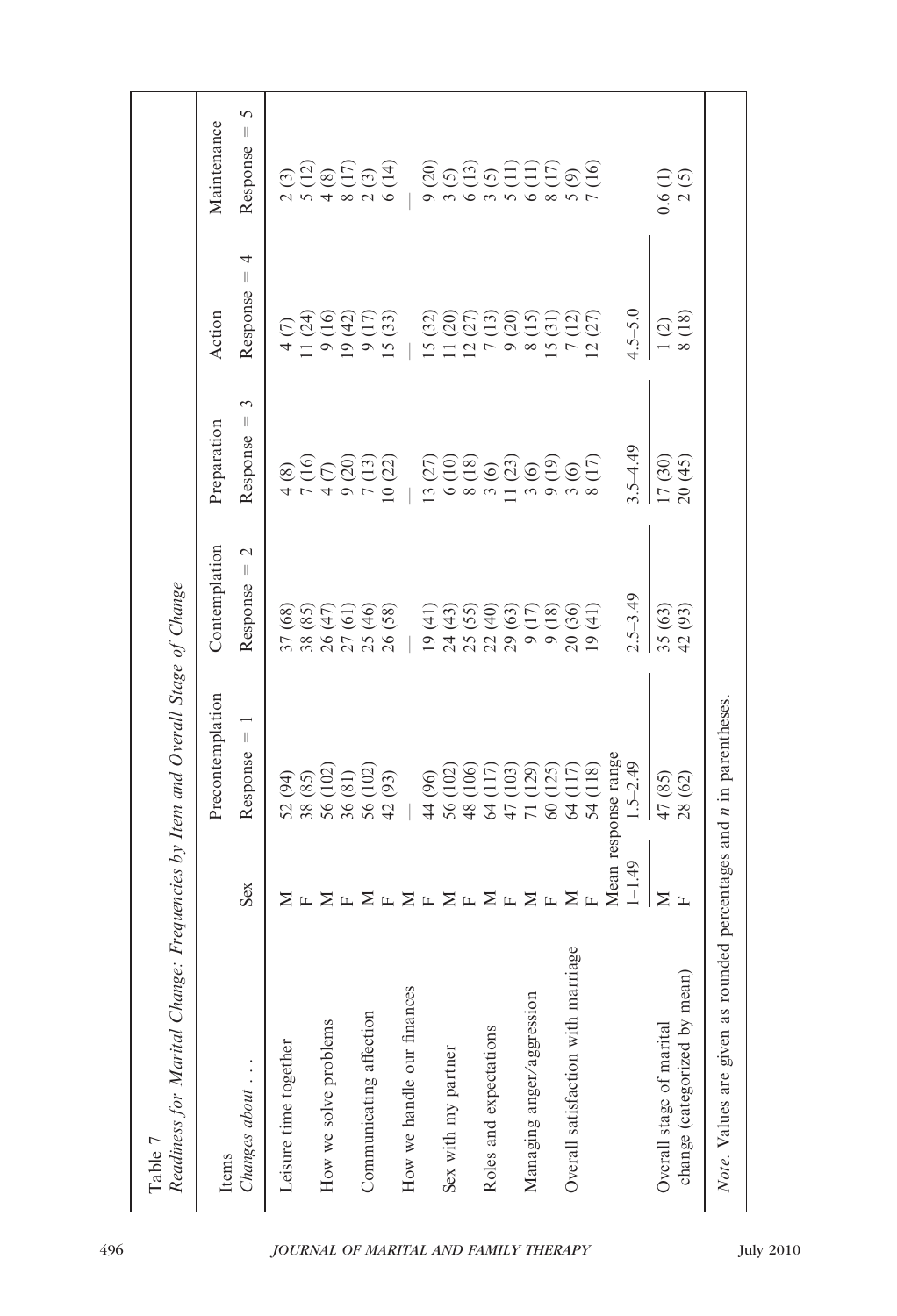Table 7
*Readiness for Marital Change: Frequencies by Item and Overall Stage of Change*

| Items *Changes about . . .* | Sex | Precontemplation Response = 1 | Contemplation Response = 2 | Preparation Response = 3 | Action Response = 4 | Maintenance Response = 5 |
|---|---|---|---|---|---|---|
| Leisure time together | M | 52 (94) | 37 (68) | 4 (8) | 4 (7) | 2 (3) |
| | F | 38 (85) | 38 (85) | 7 (16) | 11 (24) | 5 (12) |
| How we solve problems | M | 56 (102) | 26 (47) | 4 (7) | 9 (16) | 4 (8) |
| | F | 36 (81) | 27 (61) | 9 (20) | 19 (42) | 8 (17) |
| Communicating affection | M | 56 (102) | 25 (46) | 7 (13) | 9 (17) | 2 (3) |
| | F | 42 (93) | 26 (58) | 10 (22) | 15 (33) | 6 (14) |
| How we handle our finances | M | — | — | — | — | — |
| | F | 44 (96) | 19 (41) | 13 (27) | 15 (32) | 9 (20) |
| Sex with my partner | M | 56 (102) | 24 (43) | 6 (10) | 11 (20) | 3 (5) |
| | F | 48 (106) | 25 (55) | 8 (18) | 12 (27) | 6 (13) |
| Roles and expectations | M | 64 (117) | 22 (40) | 3 (6) | 7 (13) | 3 (5) |
| | F | 47 (103) | 29 (63) | 11 (23) | 9 (20) | 5 (11) |
| Managing anger/aggression | M | 71 (129) | 9 (17) | 3 (6) | 8 (15) | 6 (11) |
| | F | 60 (125) | 9 (18) | 9 (19) | 15 (31) | 8 (17) |
| Overall satisfaction with marriage | M | 64 (117) | 20 (36) | 3 (6) | 7 (12) | 5 (9) |
| | F | 54 (118) | 19 (41) | 8 (17) | 12 (27) | 7 (16) |
| | Mean response range 1–1.49 | 1.5–2.49 | 2.5–3.49 | 3.5–4.49 | 4.5–5.0 | |
| Overall stage of marital change (categorized by mean) | M | 47 (85) | 35 (63) | 17 (30) | 1 (2) | 0.6 (1) |
| | F | 28 (62) | 42 (93) | 20 (45) | 8 (18) | 2 (5) |

*Note.* Values are given as rounded percentages and *n* in parentheses.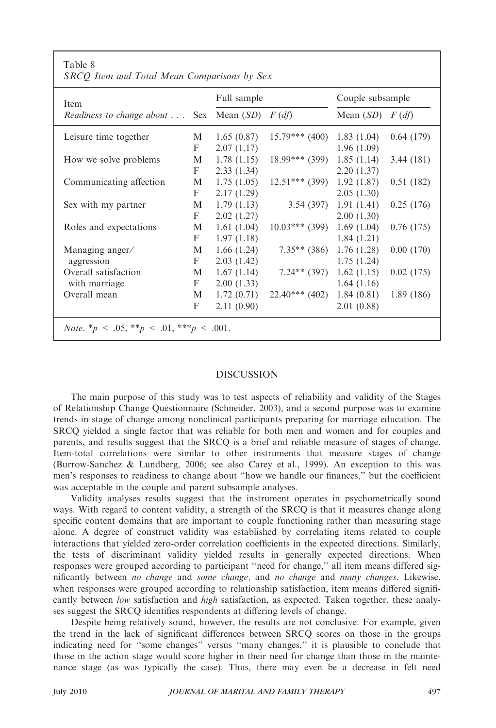Table 8
*SRCQ Item and Total Mean Comparisons by Sex*

| Item | | Full sample | | Couple subsample | |
|---|---|---|---|---|---|
| *Readiness to change about . . .* | Sex | Mean (*SD*) | *F* (*df*) | Mean (*SD*) | *F* (*df*) |
| Leisure time together | M | 1.65 (0.87) | 15.79*** (400) | 1.83 (1.04) | 0.64 (179) |
| | F | 2.07 (1.17) | | 1.96 (1.09) | |
| How we solve problems | M | 1.78 (1.15) | 18.99*** (399) | 1.85 (1.14) | 3.44 (181) |
| | F | 2.33 (1.34) | | 2.20 (1.37) | |
| Communicating affection | M | 1.75 (1.05) | 12.51*** (399) | 1.92 (1.87) | 0.51 (182) |
| | F | 2.17 (1.29) | | 2.05 (1.30) | |
| Sex with my partner | M | 1.79 (1.13) | 3.54 (397) | 1.91 (1.41) | 0.25 (176) |
| | F | 2.02 (1.27) | | 2.00 (1.30) | |
| Roles and expectations | M | 1.61 (1.04) | 10.03*** (399) | 1.69 (1.04) | 0.76 (175) |
| | F | 1.97 (1.18) | | 1.84 (1.21) | |
| Managing anger/ aggression | M | 1.66 (1.24) | 7.35** (386) | 1.76 (1.28) | 0.00 (170) |
| | F | 2.03 (1.42) | | 1.75 (1.24) | |
| Overall satisfaction with marriage | M | 1.67 (1.14) | 7.24** (397) | 1.62 (1.15) | 0.02 (175) |
| | F | 2.00 (1.33) | | 1.64 (1.16) | |
| Overall mean | M | 1.72 (0.71) | 22.40*** (402) | 1.84 (0.81) | 1.89 (186) |
| | F | 2.11 (0.90) | | 2.01 (0.88) | |

*Note*. *$p < .05$, **$p < .01$, ***$p < .001$.

## DISCUSSION

The main purpose of this study was to test aspects of reliability and validity of the Stages of Relationship Change Questionnaire (Schneider, 2003), and a second purpose was to examine trends in stage of change among nonclinical participants preparing for marriage education. The SRCQ yielded a single factor that was reliable for both men and women and for couples and parents, and results suggest that the SRCQ is a brief and reliable measure of stages of change. Item-total correlations were similar to other instruments that measure stages of change (Burrow-Sanchez & Lundberg, 2006; see also Carey et al., 1999). An exception to this was men's responses to readiness to change about ''how we handle our finances,'' but the coefficient was acceptable in the couple and parent subsample analyses.

Validity analyses results suggest that the instrument operates in psychometrically sound ways. With regard to content validity, a strength of the SRCQ is that it measures change along specific content domains that are important to couple functioning rather than measuring stage alone. A degree of construct validity was established by correlating items related to couple interactions that yielded zero-order correlation coefficients in the expected directions. Similarly, the tests of discriminant validity yielded results in generally expected directions. When responses were grouped according to participant ''need for change,'' all item means differed significantly between *no change* and *some change,* and *no change* and *many changes*. Likewise, when responses were grouped according to relationship satisfaction, item means differed significantly between *low* satisfaction and *high* satisfaction, as expected. Taken together, these analyses suggest the SRCQ identifies respondents at differing levels of change.

Despite being relatively sound, however, the results are not conclusive. For example, given the trend in the lack of significant differences between SRCQ scores on those in the groups indicating need for ''some changes'' versus ''many changes,'' it is plausible to conclude that those in the action stage would score higher in their need for change than those in the maintenance stage (as was typically the case). Thus, there may even be a decrease in felt need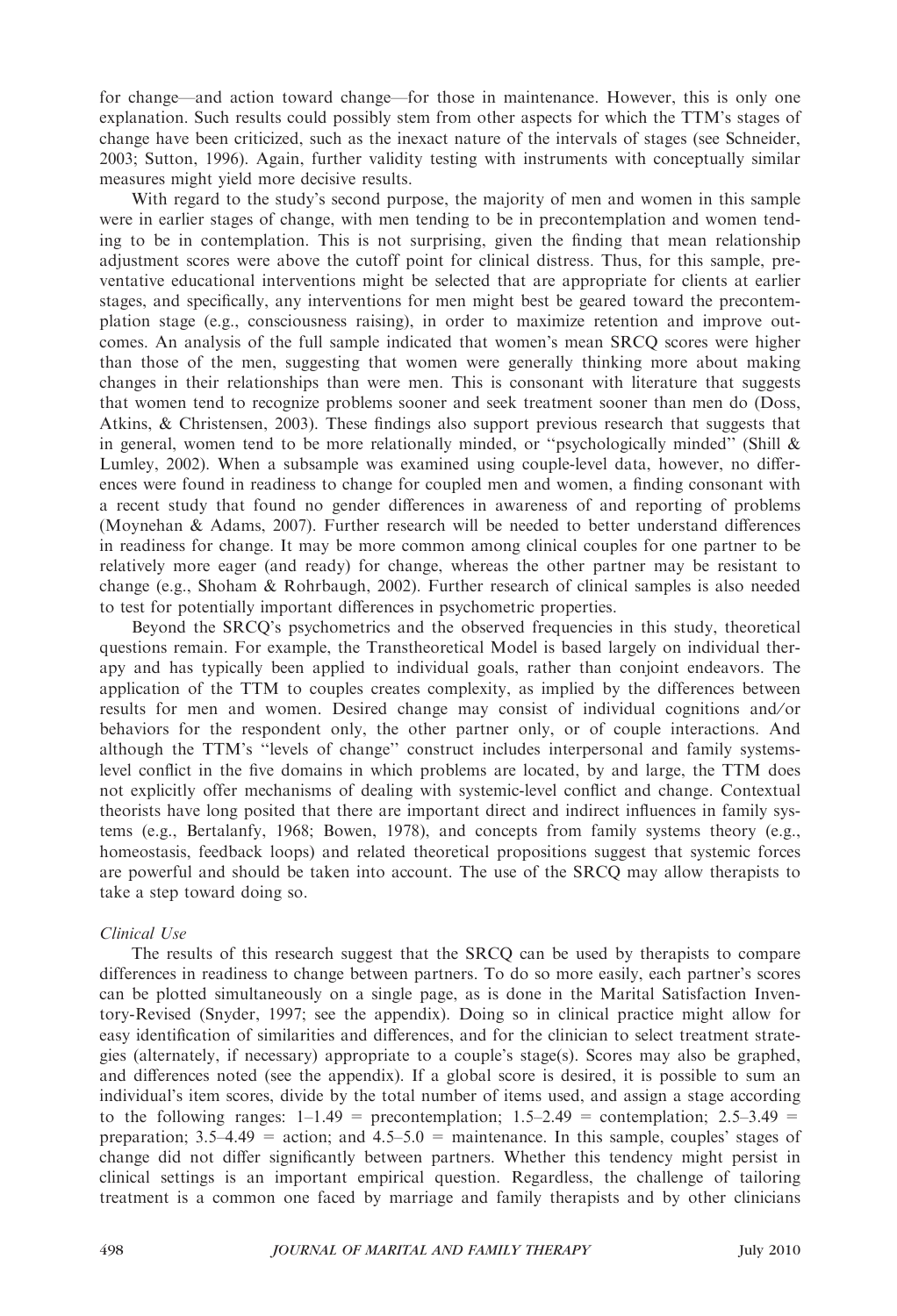for change—and action toward change—for those in maintenance. However, this is only one explanation. Such results could possibly stem from other aspects for which the TTM's stages of change have been criticized, such as the inexact nature of the intervals of stages (see Schneider, 2003; Sutton, 1996). Again, further validity testing with instruments with conceptually similar measures might yield more decisive results.

With regard to the study's second purpose, the majority of men and women in this sample were in earlier stages of change, with men tending to be in precontemplation and women tending to be in contemplation. This is not surprising, given the finding that mean relationship adjustment scores were above the cutoff point for clinical distress. Thus, for this sample, preventative educational interventions might be selected that are appropriate for clients at earlier stages, and specifically, any interventions for men might best be geared toward the precontemplation stage (e.g., consciousness raising), in order to maximize retention and improve outcomes. An analysis of the full sample indicated that women's mean SRCQ scores were higher than those of the men, suggesting that women were generally thinking more about making changes in their relationships than were men. This is consonant with literature that suggests that women tend to recognize problems sooner and seek treatment sooner than men do (Doss, Atkins, & Christensen, 2003). These findings also support previous research that suggests that in general, women tend to be more relationally minded, or "psychologically minded" (Shill & Lumley, 2002). When a subsample was examined using couple-level data, however, no differences were found in readiness to change for coupled men and women, a finding consonant with a recent study that found no gender differences in awareness of and reporting of problems (Moynehan & Adams, 2007). Further research will be needed to better understand differences in readiness for change. It may be more common among clinical couples for one partner to be relatively more eager (and ready) for change, whereas the other partner may be resistant to change (e.g., Shoham & Rohrbaugh, 2002). Further research of clinical samples is also needed to test for potentially important differences in psychometric properties.

Beyond the SRCQ's psychometrics and the observed frequencies in this study, theoretical questions remain. For example, the Transtheoretical Model is based largely on individual therapy and has typically been applied to individual goals, rather than conjoint endeavors. The application of the TTM to couples creates complexity, as implied by the differences between results for men and women. Desired change may consist of individual cognitions and/or behaviors for the respondent only, the other partner only, or of couple interactions. And although the TTM's "levels of change" construct includes interpersonal and family systems-level conflict in the five domains in which problems are located, by and large, the TTM does not explicitly offer mechanisms of dealing with systemic-level conflict and change. Contextual theorists have long posited that there are important direct and indirect influences in family systems (e.g., Bertalanfy, 1968; Bowen, 1978), and concepts from family systems theory (e.g., homeostasis, feedback loops) and related theoretical propositions suggest that systemic forces are powerful and should be taken into account. The use of the SRCQ may allow therapists to take a step toward doing so.

*Clinical Use*

The results of this research suggest that the SRCQ can be used by therapists to compare differences in readiness to change between partners. To do so more easily, each partner's scores can be plotted simultaneously on a single page, as is done in the Marital Satisfaction Inventory-Revised (Snyder, 1997; see the appendix). Doing so in clinical practice might allow for easy identification of similarities and differences, and for the clinician to select treatment strategies (alternately, if necessary) appropriate to a couple's stage(s). Scores may also be graphed, and differences noted (see the appendix). If a global score is desired, it is possible to sum an individual's item scores, divide by the total number of items used, and assign a stage according to the following ranges: 1–1.49 = precontemplation; 1.5–2.49 = contemplation; 2.5–3.49 = preparation; 3.5–4.49 = action; and 4.5–5.0 = maintenance. In this sample, couples' stages of change did not differ significantly between partners. Whether this tendency might persist in clinical settings is an important empirical question. Regardless, the challenge of tailoring treatment is a common one faced by marriage and family therapists and by other clinicians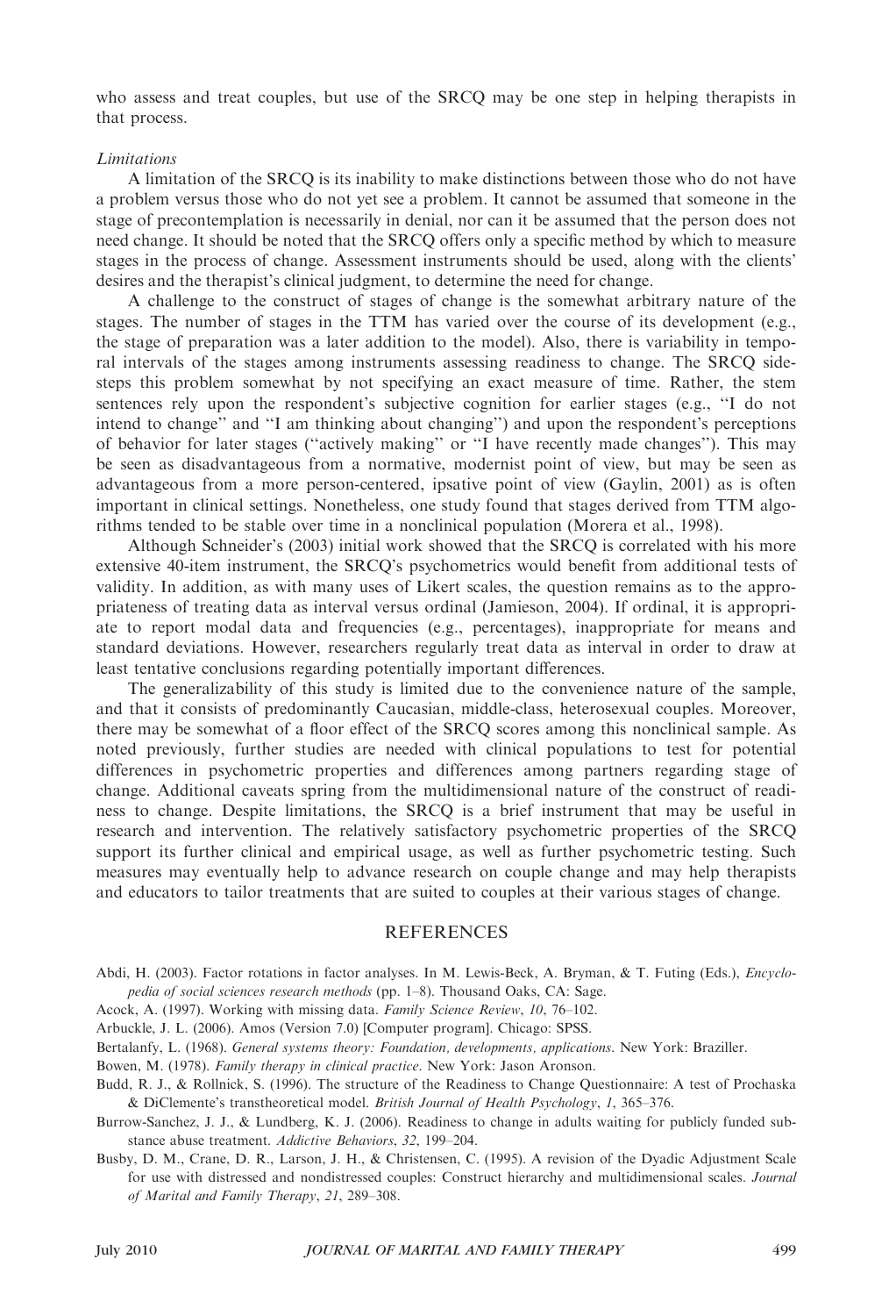who assess and treat couples, but use of the SRCQ may be one step in helping therapists in that process.

### *Limitations*

A limitation of the SRCQ is its inability to make distinctions between those who do not have a problem versus those who do not yet see a problem. It cannot be assumed that someone in the stage of precontemplation is necessarily in denial, nor can it be assumed that the person does not need change. It should be noted that the SRCQ offers only a specific method by which to measure stages in the process of change. Assessment instruments should be used, along with the clients' desires and the therapist's clinical judgment, to determine the need for change.

A challenge to the construct of stages of change is the somewhat arbitrary nature of the stages. The number of stages in the TTM has varied over the course of its development (e.g., the stage of preparation was a later addition to the model). Also, there is variability in temporal intervals of the stages among instruments assessing readiness to change. The SRCQ sidesteps this problem somewhat by not specifying an exact measure of time. Rather, the stem sentences rely upon the respondent's subjective cognition for earlier stages (e.g., "I do not intend to change" and "I am thinking about changing") and upon the respondent's perceptions of behavior for later stages ("actively making" or "I have recently made changes"). This may be seen as disadvantageous from a normative, modernist point of view, but may be seen as advantageous from a more person-centered, ipsative point of view (Gaylin, 2001) as is often important in clinical settings. Nonetheless, one study found that stages derived from TTM algorithms tended to be stable over time in a nonclinical population (Morera et al., 1998).

Although Schneider's (2003) initial work showed that the SRCQ is correlated with his more extensive 40-item instrument, the SRCQ's psychometrics would benefit from additional tests of validity. In addition, as with many uses of Likert scales, the question remains as to the appropriateness of treating data as interval versus ordinal (Jamieson, 2004). If ordinal, it is appropriate to report modal data and frequencies (e.g., percentages), inappropriate for means and standard deviations. However, researchers regularly treat data as interval in order to draw at least tentative conclusions regarding potentially important differences.

The generalizability of this study is limited due to the convenience nature of the sample, and that it consists of predominantly Caucasian, middle-class, heterosexual couples. Moreover, there may be somewhat of a floor effect of the SRCQ scores among this nonclinical sample. As noted previously, further studies are needed with clinical populations to test for potential differences in psychometric properties and differences among partners regarding stage of change. Additional caveats spring from the multidimensional nature of the construct of readiness to change. Despite limitations, the SRCQ is a brief instrument that may be useful in research and intervention. The relatively satisfactory psychometric properties of the SRCQ support its further clinical and empirical usage, as well as further psychometric testing. Such measures may eventually help to advance research on couple change and may help therapists and educators to tailor treatments that are suited to couples at their various stages of change.

## REFERENCES

Abdi, H. (2003). Factor rotations in factor analyses. In M. Lewis-Beck, A. Bryman, & T. Futing (Eds.), *Encyclopedia of social sciences research methods* (pp. 1–8). Thousand Oaks, CA: Sage.

Acock, A. (1997). Working with missing data. *Family Science Review*, *10*, 76–102.

Arbuckle, J. L. (2006). Amos (Version 7.0) [Computer program]. Chicago: SPSS.

Bertalanfy, L. (1968). *General systems theory: Foundation, developments, applications*. New York: Braziller.

Bowen, M. (1978). *Family therapy in clinical practice*. New York: Jason Aronson.

Budd, R. J., & Rollnick, S. (1996). The structure of the Readiness to Change Questionnaire: A test of Prochaska & DiClemente's transtheoretical model. *British Journal of Health Psychology*, *1*, 365–376.

Burrow-Sanchez, J. J., & Lundberg, K. J. (2006). Readiness to change in adults waiting for publicly funded substance abuse treatment. *Addictive Behaviors*, *32*, 199–204.

Busby, D. M., Crane, D. R., Larson, J. H., & Christensen, C. (1995). A revision of the Dyadic Adjustment Scale for use with distressed and nondistressed couples: Construct hierarchy and multidimensional scales. *Journal of Marital and Family Therapy*, *21*, 289–308.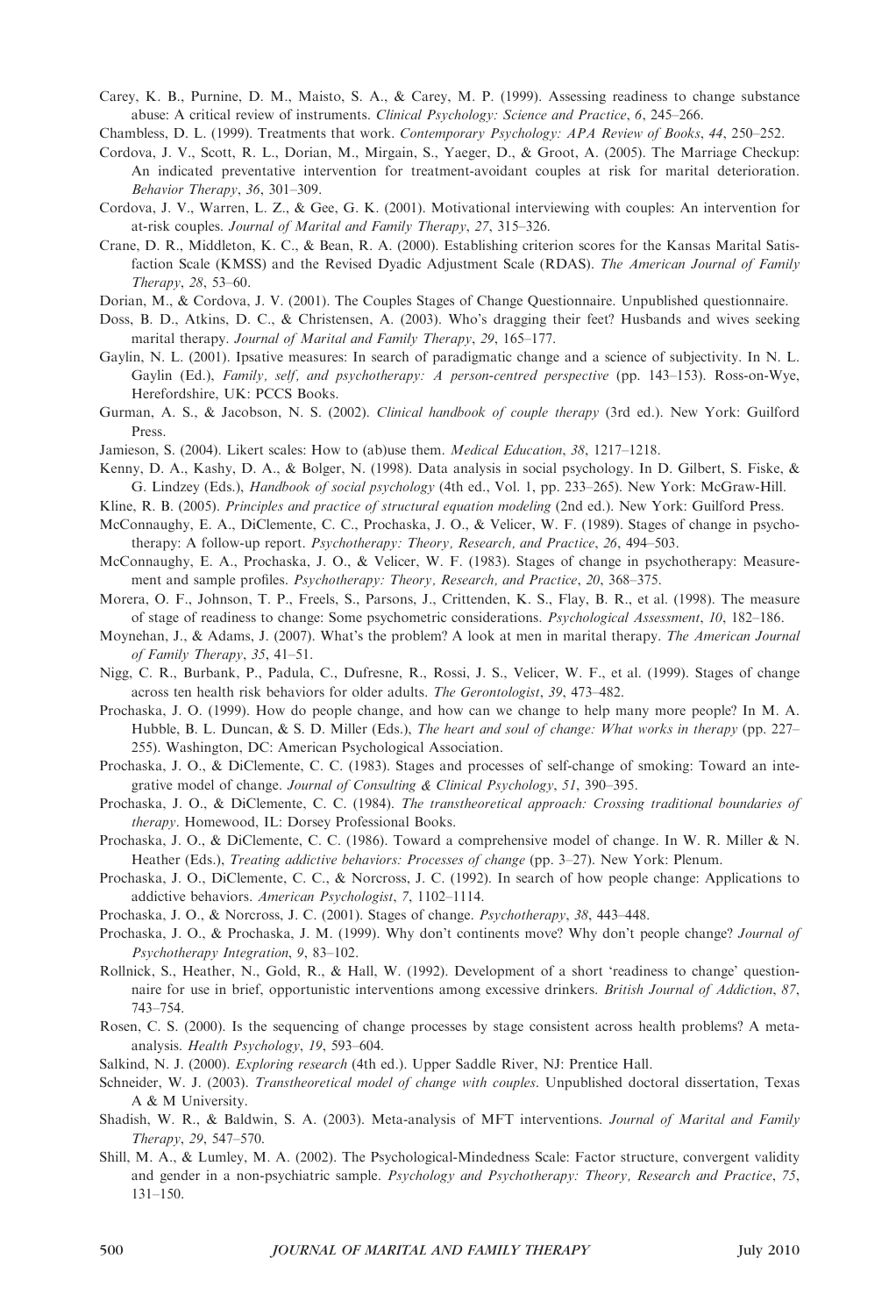Carey, K. B., Purnine, D. M., Maisto, S. A., & Carey, M. P. (1999). Assessing readiness to change substance abuse: A critical review of instruments. *Clinical Psychology: Science and Practice*, *6*, 245–266.

Chambless, D. L. (1999). Treatments that work. *Contemporary Psychology: APA Review of Books*, *44*, 250–252.

Cordova, J. V., Scott, R. L., Dorian, M., Mirgain, S., Yaeger, D., & Groot, A. (2005). The Marriage Checkup: An indicated preventative intervention for treatment-avoidant couples at risk for marital deterioration. *Behavior Therapy*, *36*, 301–309.

Cordova, J. V., Warren, L. Z., & Gee, G. K. (2001). Motivational interviewing with couples: An intervention for at-risk couples. *Journal of Marital and Family Therapy*, *27*, 315–326.

Crane, D. R., Middleton, K. C., & Bean, R. A. (2000). Establishing criterion scores for the Kansas Marital Satisfaction Scale (KMSS) and the Revised Dyadic Adjustment Scale (RDAS). *The American Journal of Family Therapy*, *28*, 53–60.

Dorian, M., & Cordova, J. V. (2001). The Couples Stages of Change Questionnaire. Unpublished questionnaire.

Doss, B. D., Atkins, D. C., & Christensen, A. (2003). Who's dragging their feet? Husbands and wives seeking marital therapy. *Journal of Marital and Family Therapy*, *29*, 165–177.

Gaylin, N. L. (2001). Ipsative measures: In search of paradigmatic change and a science of subjectivity. In N. L. Gaylin (Ed.), *Family, self, and psychotherapy: A person-centred perspective* (pp. 143–153). Ross-on-Wye, Herefordshire, UK: PCCS Books.

Gurman, A. S., & Jacobson, N. S. (2002). *Clinical handbook of couple therapy* (3rd ed.). New York: Guilford Press.

Jamieson, S. (2004). Likert scales: How to (ab)use them. *Medical Education*, *38*, 1217–1218.

Kenny, D. A., Kashy, D. A., & Bolger, N. (1998). Data analysis in social psychology. In D. Gilbert, S. Fiske, & G. Lindzey (Eds.), *Handbook of social psychology* (4th ed., Vol. 1, pp. 233–265). New York: McGraw-Hill.

Kline, R. B. (2005). *Principles and practice of structural equation modeling* (2nd ed.). New York: Guilford Press.

McConnaughy, E. A., DiClemente, C. C., Prochaska, J. O., & Velicer, W. F. (1989). Stages of change in psychotherapy: A follow-up report. *Psychotherapy: Theory, Research, and Practice*, *26*, 494–503.

McConnaughy, E. A., Prochaska, J. O., & Velicer, W. F. (1983). Stages of change in psychotherapy: Measurement and sample profiles. *Psychotherapy: Theory, Research, and Practice*, *20*, 368–375.

Morera, O. F., Johnson, T. P., Freels, S., Parsons, J., Crittenden, K. S., Flay, B. R., et al. (1998). The measure of stage of readiness to change: Some psychometric considerations. *Psychological Assessment*, *10*, 182–186.

Moynehan, J., & Adams, J. (2007). What's the problem? A look at men in marital therapy. *The American Journal of Family Therapy*, *35*, 41–51.

Nigg, C. R., Burbank, P., Padula, C., Dufresne, R., Rossi, J. S., Velicer, W. F., et al. (1999). Stages of change across ten health risk behaviors for older adults. *The Gerontologist*, *39*, 473–482.

Prochaska, J. O. (1999). How do people change, and how can we change to help many more people? In M. A. Hubble, B. L. Duncan, & S. D. Miller (Eds.), *The heart and soul of change: What works in therapy* (pp. 227–255). Washington, DC: American Psychological Association.

Prochaska, J. O., & DiClemente, C. C. (1983). Stages and processes of self-change of smoking: Toward an integrative model of change. *Journal of Consulting & Clinical Psychology*, *51*, 390–395.

Prochaska, J. O., & DiClemente, C. C. (1984). *The transtheoretical approach: Crossing traditional boundaries of therapy*. Homewood, IL: Dorsey Professional Books.

Prochaska, J. O., & DiClemente, C. C. (1986). Toward a comprehensive model of change. In W. R. Miller & N. Heather (Eds.), *Treating addictive behaviors: Processes of change* (pp. 3–27). New York: Plenum.

Prochaska, J. O., DiClemente, C. C., & Norcross, J. C. (1992). In search of how people change: Applications to addictive behaviors. *American Psychologist*, *7*, 1102–1114.

Prochaska, J. O., & Norcross, J. C. (2001). Stages of change. *Psychotherapy*, *38*, 443–448.

Prochaska, J. O., & Prochaska, J. M. (1999). Why don't continents move? Why don't people change? *Journal of Psychotherapy Integration*, *9*, 83–102.

Rollnick, S., Heather, N., Gold, R., & Hall, W. (1992). Development of a short 'readiness to change' questionnaire for use in brief, opportunistic interventions among excessive drinkers. *British Journal of Addiction*, *87*, 743–754.

Rosen, C. S. (2000). Is the sequencing of change processes by stage consistent across health problems? A meta-analysis. *Health Psychology*, *19*, 593–604.

Salkind, N. J. (2000). *Exploring research* (4th ed.). Upper Saddle River, NJ: Prentice Hall.

Schneider, W. J. (2003). *Transtheoretical model of change with couples*. Unpublished doctoral dissertation, Texas A & M University.

Shadish, W. R., & Baldwin, S. A. (2003). Meta-analysis of MFT interventions. *Journal of Marital and Family Therapy*, *29*, 547–570.

Shill, M. A., & Lumley, M. A. (2002). The Psychological-Mindedness Scale: Factor structure, convergent validity and gender in a non-psychiatric sample. *Psychology and Psychotherapy: Theory, Research and Practice*, *75*, 131–150.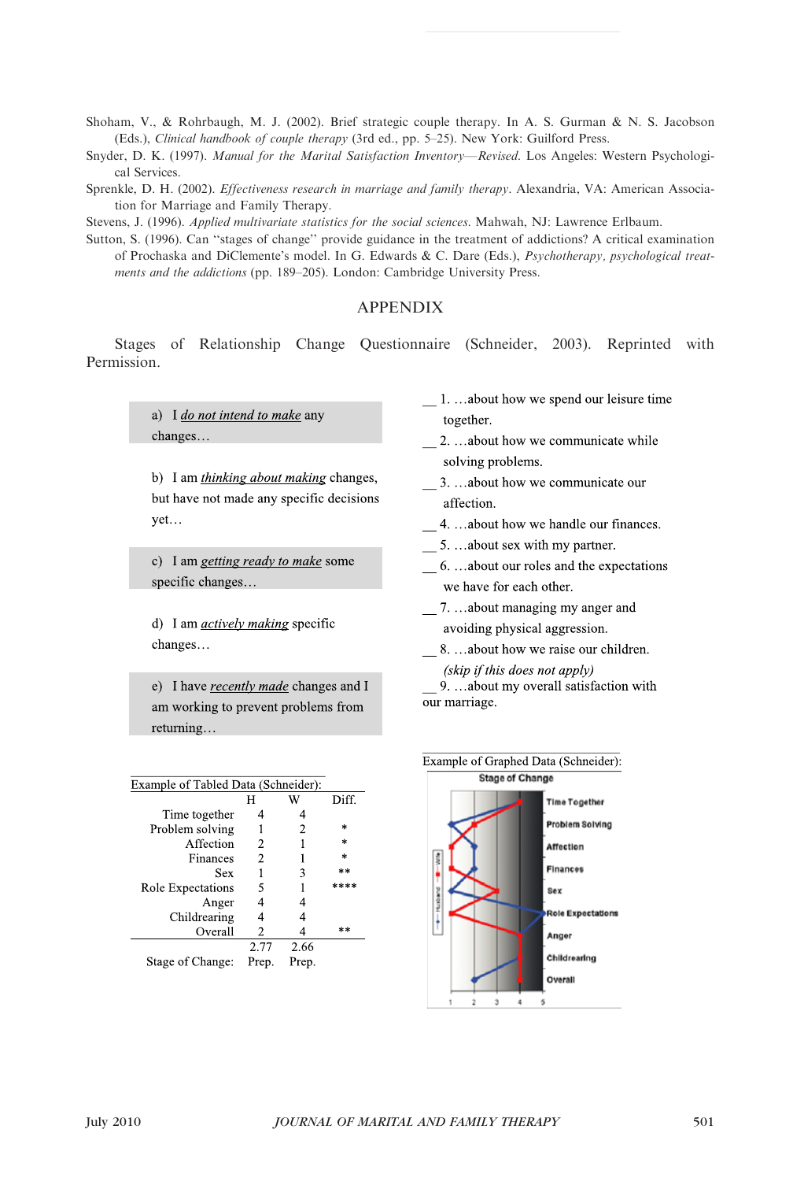Shoham, V., & Rohrbaugh, M. J. (2002). Brief strategic couple therapy. In A. S. Gurman & N. S. Jacobson (Eds.), *Clinical handbook of couple therapy* (3rd ed., pp. 5–25). New York: Guilford Press.

Snyder, D. K. (1997). *Manual for the Marital Satisfaction Inventory—Revised*. Los Angeles: Western Psychological Services.

Sprenkle, D. H. (2002). *Effectiveness research in marriage and family therapy*. Alexandria, VA: American Association for Marriage and Family Therapy.

Stevens, J. (1996). *Applied multivariate statistics for the social sciences*. Mahwah, NJ: Lawrence Erlbaum.

Sutton, S. (1996). Can "stages of change" provide guidance in the treatment of addictions? A critical examination of Prochaska and DiClemente's model. In G. Edwards & C. Dare (Eds.), *Psychotherapy, psychological treatments and the addictions* (pp. 189–205). London: Cambridge University Press.

## APPENDIX

Stages of Relationship Change Questionnaire (Schneider, 2003). Reprinted with Permission.

a) I *do not intend to make* any changes…

b) I am *thinking about making* changes, but have not made any specific decisions yet…

c) I am *getting ready to make* some specific changes…

d) I am *actively making* specific changes…

e) I have *recently made* changes and I am working to prevent problems from returning…

__ 1. …about how we spend our leisure time together.
__ 2. …about how we communicate while solving problems.
__ 3. …about how we communicate our affection.
__ 4. …about how we handle our finances.
__ 5. …about sex with my partner.
__ 6. …about our roles and the expectations we have for each other.
__ 7. …about managing my anger and avoiding physical aggression.
__ 8. …about how we raise our children.
*(skip if this does not apply)*
__ 9. …about my overall satisfaction with our marriage.

Example of Tabled Data (Schneider):

| | H | W | Diff. |
|---|---|---|---|
| Time together | 4 | 4 | |
| Problem solving | 1 | 2 | * |
| Affection | 2 | 1 | * |
| Finances | 2 | 1 | * |
| Sex | 1 | 3 | ** |
| Role Expectations | 5 | 1 | **** |
| Anger | 4 | 4 | |
| Childrearing | 4 | 4 | |
| Overall | 2 | 4 | ** |
| | 2.77 | 2.66 | |
| Stage of Change: | Prep. | Prep. | |

Example of Graphed Data (Schneider):

Stage of Change

Time Together
Problem Solving
Affection
Finances
Sex
Role Expectations
Anger
Childrearing
Overall

Wife
Husband

1 2 3 4 5